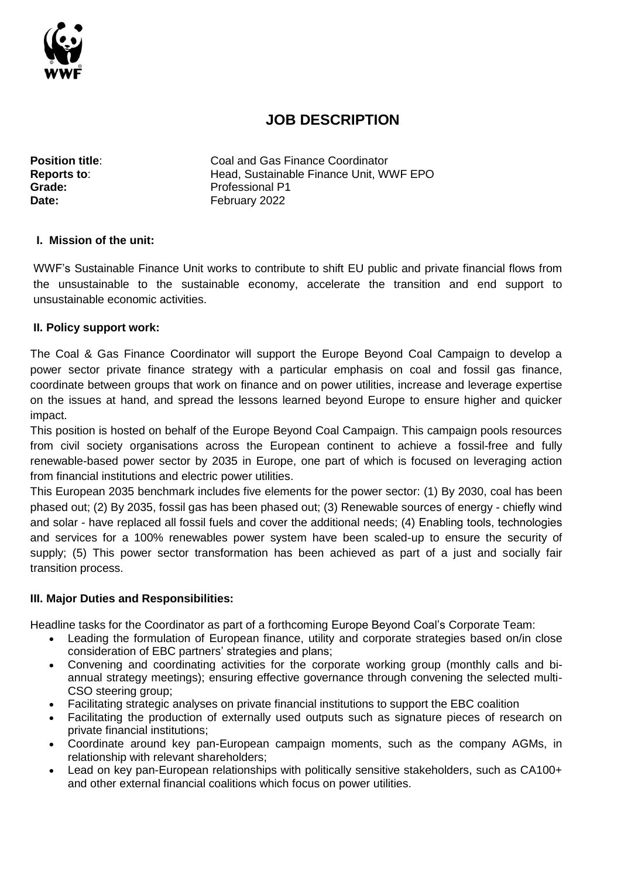# JOB DESCRIPTION

**Position title**: Coal and Gas Finance Coordinator
**Reports to**: Head, Sustainable Finance Unit, WWF EPO
**Grade:** Professional P1
**Date:** February 2022

## I. Mission of the unit:

WWF's Sustainable Finance Unit works to contribute to shift EU public and private financial flows from the unsustainable to the sustainable economy, accelerate the transition and end support to unsustainable economic activities.

## II. Policy support work:

The Coal & Gas Finance Coordinator will support the Europe Beyond Coal Campaign to develop a power sector private finance strategy with a particular emphasis on coal and fossil gas finance, coordinate between groups that work on finance and on power utilities, increase and leverage expertise on the issues at hand, and spread the lessons learned beyond Europe to ensure higher and quicker impact.

This position is hosted on behalf of the Europe Beyond Coal Campaign. This campaign pools resources from civil society organisations across the European continent to achieve a fossil-free and fully renewable-based power sector by 2035 in Europe, one part of which is focused on leveraging action from financial institutions and electric power utilities.

This European 2035 benchmark includes five elements for the power sector: (1) By 2030, coal has been phased out; (2) By 2035, fossil gas has been phased out; (3) Renewable sources of energy - chiefly wind and solar - have replaced all fossil fuels and cover the additional needs; (4) Enabling tools, technologies and services for a 100% renewables power system have been scaled-up to ensure the security of supply; (5) This power sector transformation has been achieved as part of a just and socially fair transition process.

## III. Major Duties and Responsibilities:

Headline tasks for the Coordinator as part of a forthcoming Europe Beyond Coal's Corporate Team:

- Leading the formulation of European finance, utility and corporate strategies based on/in close consideration of EBC partners' strategies and plans;
- Convening and coordinating activities for the corporate working group (monthly calls and bi-annual strategy meetings); ensuring effective governance through convening the selected multi-CSO steering group;
- Facilitating strategic analyses on private financial institutions to support the EBC coalition
- Facilitating the production of externally used outputs such as signature pieces of research on private financial institutions;
- Coordinate around key pan-European campaign moments, such as the company AGMs, in relationship with relevant shareholders;
- Lead on key pan-European relationships with politically sensitive stakeholders, such as CA100+ and other external financial coalitions which focus on power utilities.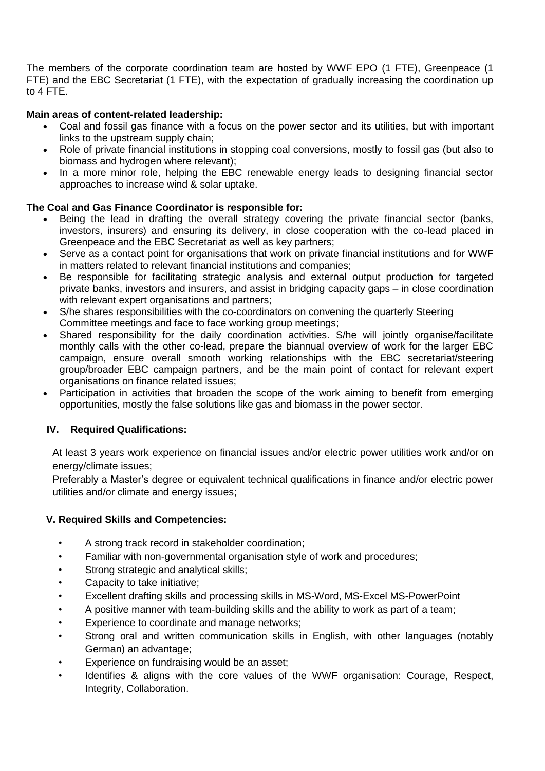The members of the corporate coordination team are hosted by WWF EPO (1 FTE), Greenpeace (1 FTE) and the EBC Secretariat (1 FTE), with the expectation of gradually increasing the coordination up to 4 FTE.

**Main areas of content-related leadership:**

- Coal and fossil gas finance with a focus on the power sector and its utilities, but with important links to the upstream supply chain;
- Role of private financial institutions in stopping coal conversions, mostly to fossil gas (but also to biomass and hydrogen where relevant);
- In a more minor role, helping the EBC renewable energy leads to designing financial sector approaches to increase wind & solar uptake.

**The Coal and Gas Finance Coordinator is responsible for:**

- Being the lead in drafting the overall strategy covering the private financial sector (banks, investors, insurers) and ensuring its delivery, in close cooperation with the co-lead placed in Greenpeace and the EBC Secretariat as well as key partners;
- Serve as a contact point for organisations that work on private financial institutions and for WWF in matters related to relevant financial institutions and companies;
- Be responsible for facilitating strategic analysis and external output production for targeted private banks, investors and insurers, and assist in bridging capacity gaps – in close coordination with relevant expert organisations and partners;
- S/he shares responsibilities with the co-coordinators on convening the quarterly Steering Committee meetings and face to face working group meetings;
- Shared responsibility for the daily coordination activities. S/he will jointly organise/facilitate monthly calls with the other co-lead, prepare the biannual overview of work for the larger EBC campaign, ensure overall smooth working relationships with the EBC secretariat/steering group/broader EBC campaign partners, and be the main point of contact for relevant expert organisations on finance related issues;
- Participation in activities that broaden the scope of the work aiming to benefit from emerging opportunities, mostly the false solutions like gas and biomass in the power sector.

## IV. Required Qualifications:

At least 3 years work experience on financial issues and/or electric power utilities work and/or on energy/climate issues;

Preferably a Master's degree or equivalent technical qualifications in finance and/or electric power utilities and/or climate and energy issues;

## V. Required Skills and Competencies:

- A strong track record in stakeholder coordination;
- Familiar with non-governmental organisation style of work and procedures;
- Strong strategic and analytical skills;
- Capacity to take initiative;
- Excellent drafting skills and processing skills in MS-Word, MS-Excel MS-PowerPoint
- A positive manner with team-building skills and the ability to work as part of a team;
- Experience to coordinate and manage networks;
- Strong oral and written communication skills in English, with other languages (notably German) an advantage;
- Experience on fundraising would be an asset;
- Identifies & aligns with the core values of the WWF organisation: Courage, Respect, Integrity, Collaboration.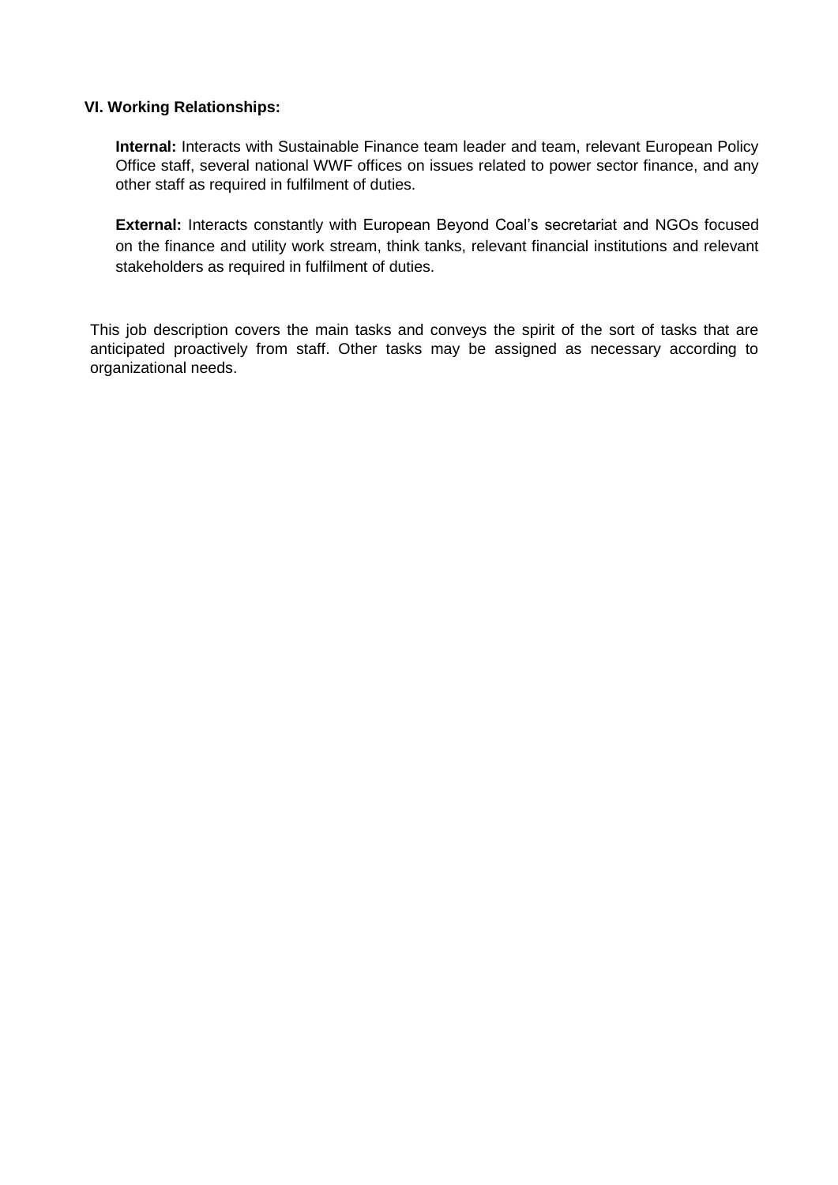## VI. Working Relationships:

**Internal:** Interacts with Sustainable Finance team leader and team, relevant European Policy Office staff, several national WWF offices on issues related to power sector finance, and any other staff as required in fulfilment of duties.

**External:** Interacts constantly with European Beyond Coal's secretariat and NGOs focused on the finance and utility work stream, think tanks, relevant financial institutions and relevant stakeholders as required in fulfilment of duties.

This job description covers the main tasks and conveys the spirit of the sort of tasks that are anticipated proactively from staff. Other tasks may be assigned as necessary according to organizational needs.